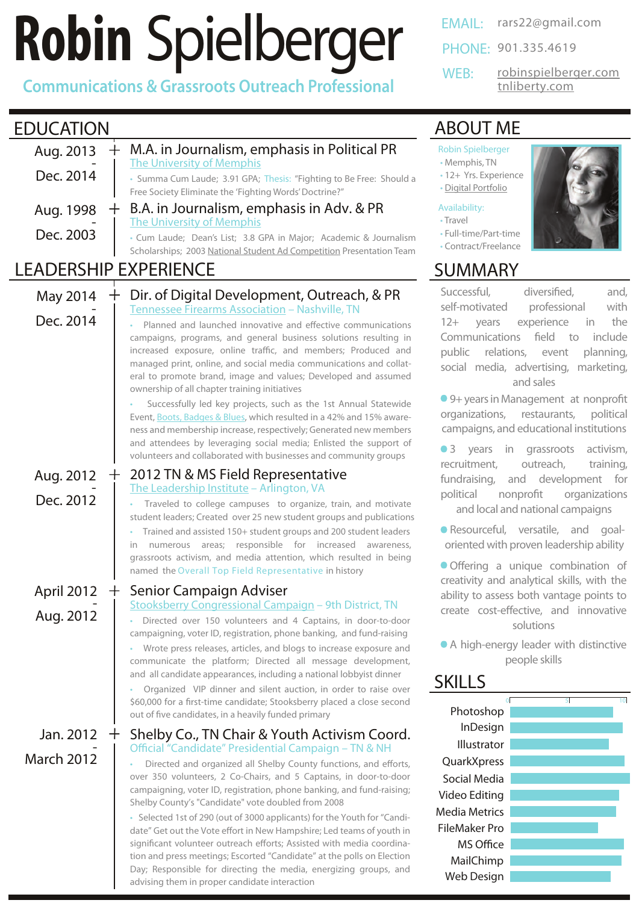# Robin Spielberger

**Communications & Grassroots Outreach Professional**

EMAIL: rars22@gmail.com
PHONE: 901.335.4619
WEB: robinspielberger.com
tnliberty.com

## EDUCATION

**Aug. 2013 - Dec. 2014**

### M.A. in Journalism, emphasis in Political PR

The University of Memphis

- Summa Cum Laude; 3.91 GPA; Thesis: "Fighting to Be Free: Should a Free Society Eliminate the 'Fighting Words' Doctrine?"

**Aug. 1998 - Dec. 2003**

### B.A. in Journalism, emphasis in Adv. & PR

The University of Memphis

- Cum Laude; Dean's List; 3.8 GPA in Major; Academic & Journalism Scholarships; 2003 National Student Ad Competition Presentation Team

## LEADERSHIP EXPERIENCE

**May 2014 - Dec. 2014**

### Dir. of Digital Development, Outreach, & PR

Tennessee Firearms Association – Nashville, TN

- Planned and launched innovative and effective communications campaigns, programs, and general business solutions resulting in increased exposure, online traffic, and members; Produced and managed print, online, and social media communications and collateral to promote brand, image and values; Developed and assumed ownership of all chapter training initiatives
- Successfully led key projects, such as the 1st Annual Statewide Event, Boots, Badges & Blues, which resulted in a 42% and 15% awareness and membership increase, respectively; Generated new members and attendees by leveraging social media; Enlisted the support of volunteers and collaborated with businesses and community groups

**Aug. 2012 - Dec. 2012**

### 2012 TN & MS Field Representative

The Leadership Institute – Arlington, VA

- Traveled to college campuses to organize, train, and motivate student leaders; Created over 25 new student groups and publications
- Trained and assisted 150+ student groups and 200 student leaders in numerous areas; responsible for increased awareness, grassroots activism, and media attention, which resulted in being named the Overall Top Field Representative in history

**April 2012 - Aug. 2012**

### Senior Campaign Adviser

Stooksberry Congressional Campaign – 9th District, TN

- Directed over 150 volunteers and 4 Captains, in door-to-door campaigning, voter ID, registration, phone banking, and fund-raising
- Wrote press releases, articles, and blogs to increase exposure and communicate the platform; Directed all message development, and all candidate appearances, including a national lobbyist dinner
- Organized VIP dinner and silent auction, in order to raise over $60,000 for a first-time candidate; Stooksberry placed a close second out of five candidates, in a heavily funded primary

**Jan. 2012 - March 2012**

### Shelby Co., TN Chair & Youth Activism Coord.

Official "Candidate" Presidential Campaign – TN & NH

- Directed and organized all Shelby County functions, and efforts, over 350 volunteers, 2 Co-Chairs, and 5 Captains, in door-to-door campaigning, voter ID, registration, phone banking, and fund-raising; Shelby County's "Candidate" vote doubled from 2008
- Selected 1st of 290 (out of 3000 applicants) for the Youth for "Candidate" Get out the Vote effort in New Hampshire; Led teams of youth in significant volunteer outreach efforts; Assisted with media coordination and press meetings; Escorted "Candidate" at the polls on Election Day; Responsible for directing the media, energizing groups, and advising them in proper candidate interaction

## ABOUT ME

Robin Spielberger
- Memphis, TN
- 12+ Yrs. Experience
- Digital Portfolio

Availability:
- Travel
- Full-time/Part-time
- Contract/Freelance

## SUMMARY

Successful, diversified, and, self-motivated professional with 12+ years experience in the Communications field to include public relations, event planning, social media, advertising, marketing, and sales

- 9+ years in Management at nonprofit organizations, restaurants, political campaigns, and educational institutions
- 3 years in grassroots activism, recruitment, outreach, training, fundraising, and development for political nonprofit organizations and local and national campaigns
- Resourceful, versatile, and goal-oriented with proven leadership ability
- Offering a unique combination of creativity and analytical skills, with the ability to assess both vantage points to create cost-effective, and innovative solutions
- A high-energy leader with distinctive people skills

## SKILLS

(Scale: 0 – 5 – 10)

- Photoshop
- InDesign
- Illustrator
- QuarkXpress
- Social Media
- Video Editing
- Media Metrics
- FileMaker Pro
- MS Office
- MailChimp
- Web Design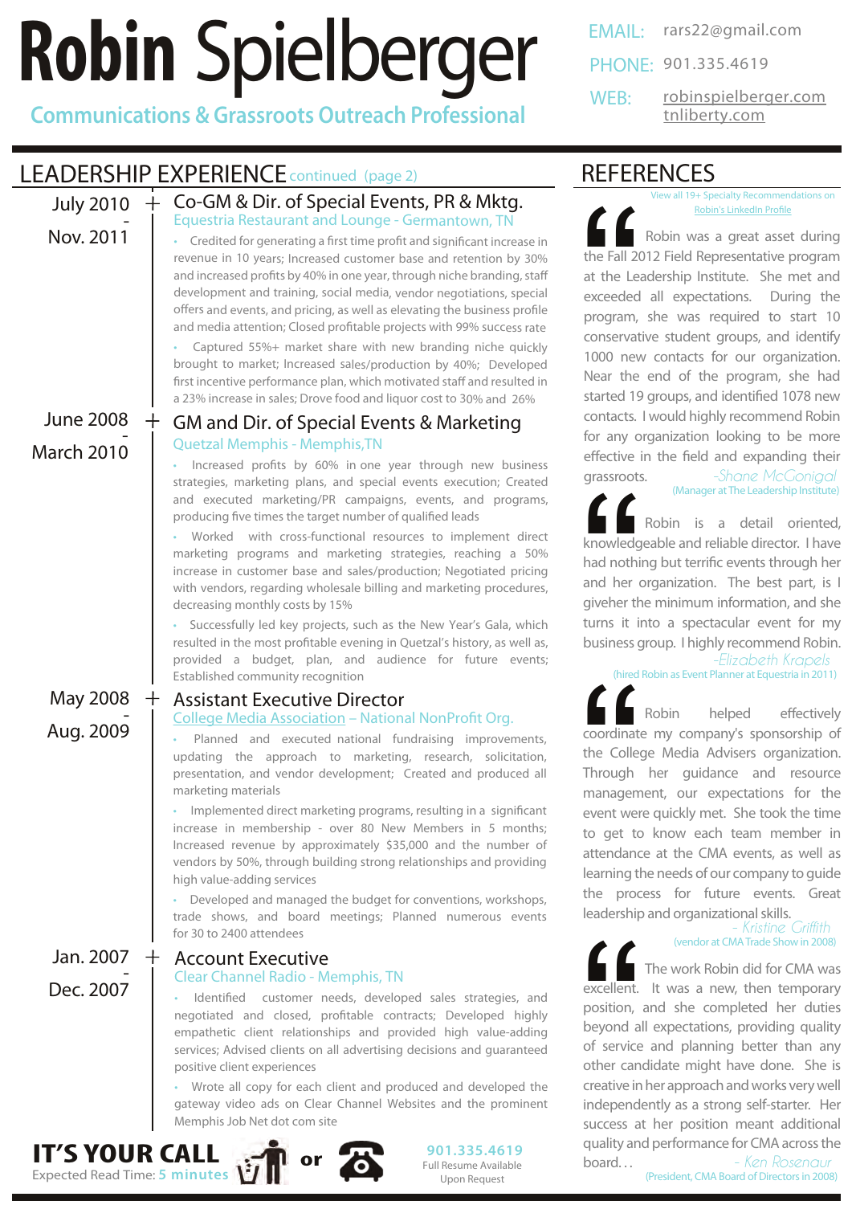# Robin Spielberger

**Communications & Grassroots Outreach Professional**

EMAIL: rars22@gmail.com
PHONE: 901.335.4619
WEB: robinspielberger.com
tnliberty.com

## LEADERSHIP EXPERIENCE continued (page 2)

### July 2010 - Nov. 2011 — Co-GM & Dir. of Special Events, PR & Mktg.

Equestria Restaurant and Lounge - Germantown, TN

- Credited for generating a first time profit and significant increase in revenue in 10 years; Increased customer base and retention by 30% and increased profits by 40% in one year, through niche branding, staff development and training, social media, vendor negotiations, special offers and events, and pricing, as well as elevating the business profile and media attention; Closed profitable projects with 99% success rate
- Captured 55%+ market share with new branding niche quickly brought to market; Increased sales/production by 40%; Developed first incentive performance plan, which motivated staff and resulted in a 23% increase in sales; Drove food and liquor cost to 30% and 26%

### June 2008 - March 2010 — GM and Dir. of Special Events & Marketing

Quetzal Memphis - Memphis,TN

- Increased profits by 60% in one year through new business strategies, marketing plans, and special events execution; Created and executed marketing/PR campaigns, events, and programs, producing five times the target number of qualified leads
- Worked with cross-functional resources to implement direct marketing programs and marketing strategies, reaching a 50% increase in customer base and sales/production; Negotiated pricing with vendors, regarding wholesale billing and marketing procedures, decreasing monthly costs by 15%
- Successfully led key projects, such as the New Year's Gala, which resulted in the most profitable evening in Quetzal's history, as well as, provided a budget, plan, and audience for future events; Established community recognition

### May 2008 - Aug. 2009 — Assistant Executive Director

College Media Association – National NonProfit Org.

- Planned and executed national fundraising improvements, updating the approach to marketing, research, solicitation, presentation, and vendor development; Created and produced all marketing materials
- Implemented direct marketing programs, resulting in a significant increase in membership - over 80 New Members in 5 months; Increased revenue by approximately $35,000 and the number of vendors by 50%, through building strong relationships and providing high value-adding services
- Developed and managed the budget for conventions, workshops, trade shows, and board meetings; Planned numerous events for 30 to 2400 attendees

### Jan. 2007 - Dec. 2007 — Account Executive

Clear Channel Radio - Memphis, TN

- Identified customer needs, developed sales strategies, and negotiated and closed, profitable contracts; Developed highly empathetic client relationships and provided high value-adding services; Advised clients on all advertising decisions and guaranteed positive client experiences
- Wrote all copy for each client and produced and developed the gateway video ads on Clear Channel Websites and the prominent Memphis Job Net dot com site

## REFERENCES

View all 19+ Specialty Recommendations on Robin's LinkedIn Profile

"Robin was a great asset during the Fall 2012 Field Representative program at the Leadership Institute. She met and exceeded all expectations. During the program, she was required to start 10 conservative student groups, and identify 1000 new contacts for our organization. Near the end of the program, she had started 19 groups, and identified 1078 new contacts. I would highly recommend Robin for any organization looking to be more effective in the field and expanding their grassroots."
-Shane McGonigal (Manager at The Leadership Institute)

"Robin is a detail oriented, knowledgeable and reliable director. I have had nothing but terrific events through her and her organization. The best part, is I giveher the minimum information, and she turns it into a spectacular event for my business group. I highly recommend Robin."
-Elizabeth Krapels (hired Robin as Event Planner at Equestria in 2011)

"Robin helped effectively coordinate my company's sponsorship of the College Media Advisers organization. Through her guidance and resource management, our expectations for the event were quickly met. She took the time to get to know each team member in attendance at the CMA events, as well as learning the needs of our company to guide the process for future events. Great leadership and organizational skills."
- Kristine Griffith (vendor at CMA Trade Show in 2008)

"The work Robin did for CMA was excellent. It was a new, then temporary position, and she completed her duties beyond all expectations, providing quality of service and planning better than any other candidate might have done. She is creative in her approach and works very well independently as a strong self-starter. Her success at her position meant additional quality and performance for CMA across the board…"
- Ken Rosenaur (President, CMA Board of Directors in 2008)

**IT'S YOUR CALL** or 901.335.4619

Expected Read Time: 5 minutes

Full Resume Available Upon Request